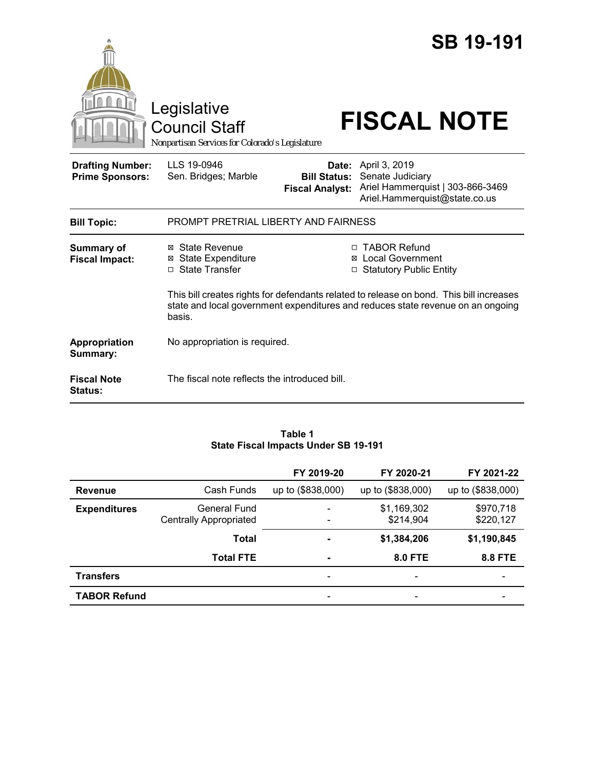# SB 19-191

Legislative Council Staff

*Nonpartisan Services for Colorado's Legislature*

# FISCAL NOTE

| | | | |
|---|---|---|---|
| **Drafting Number:** | LLS 19-0946 | **Date:** | April 3, 2019 |
| **Prime Sponsors:** | Sen. Bridges; Marble | **Bill Status:** | Senate Judiciary |
| | | **Fiscal Analyst:** | Ariel Hammerquist \| 303-866-3469 Ariel.Hammerquist@state.co.us |

**Bill Topic:** PROMPT PRETRIAL LIBERTY AND FAIRNESS

**Summary of Fiscal Impact:**

- ☒ State Revenue
- ☒ State Expenditure
- ☐ State Transfer
- ☐ TABOR Refund
- ☒ Local Government
- ☐ Statutory Public Entity

This bill creates rights for defendants related to release on bond. This bill increases state and local government expenditures and reduces state revenue on an ongoing basis.

**Appropriation Summary:** No appropriation is required.

**Fiscal Note Status:** The fiscal note reflects the introduced bill.

**Table 1**
**State Fiscal Impacts Under SB 19-191**

| | | FY 2019-20 | FY 2020-21 | FY 2021-22 |
|---|---|---|---|---|
| **Revenue** | Cash Funds | up to ($838,000) | up to ($838,000) | up to ($838,000) |
| **Expenditures** | General Fund | - | $1,169,302 | $970,718 |
| | Centrally Appropriated | - | $214,904 | $220,127 |
| | **Total** | **-** | **$1,384,206** | **$1,190,845** |
| | **Total FTE** | **-** | **8.0 FTE** | **8.8 FTE** |
| **Transfers** | | - | - | - |
| **TABOR Refund** | | - | - | - |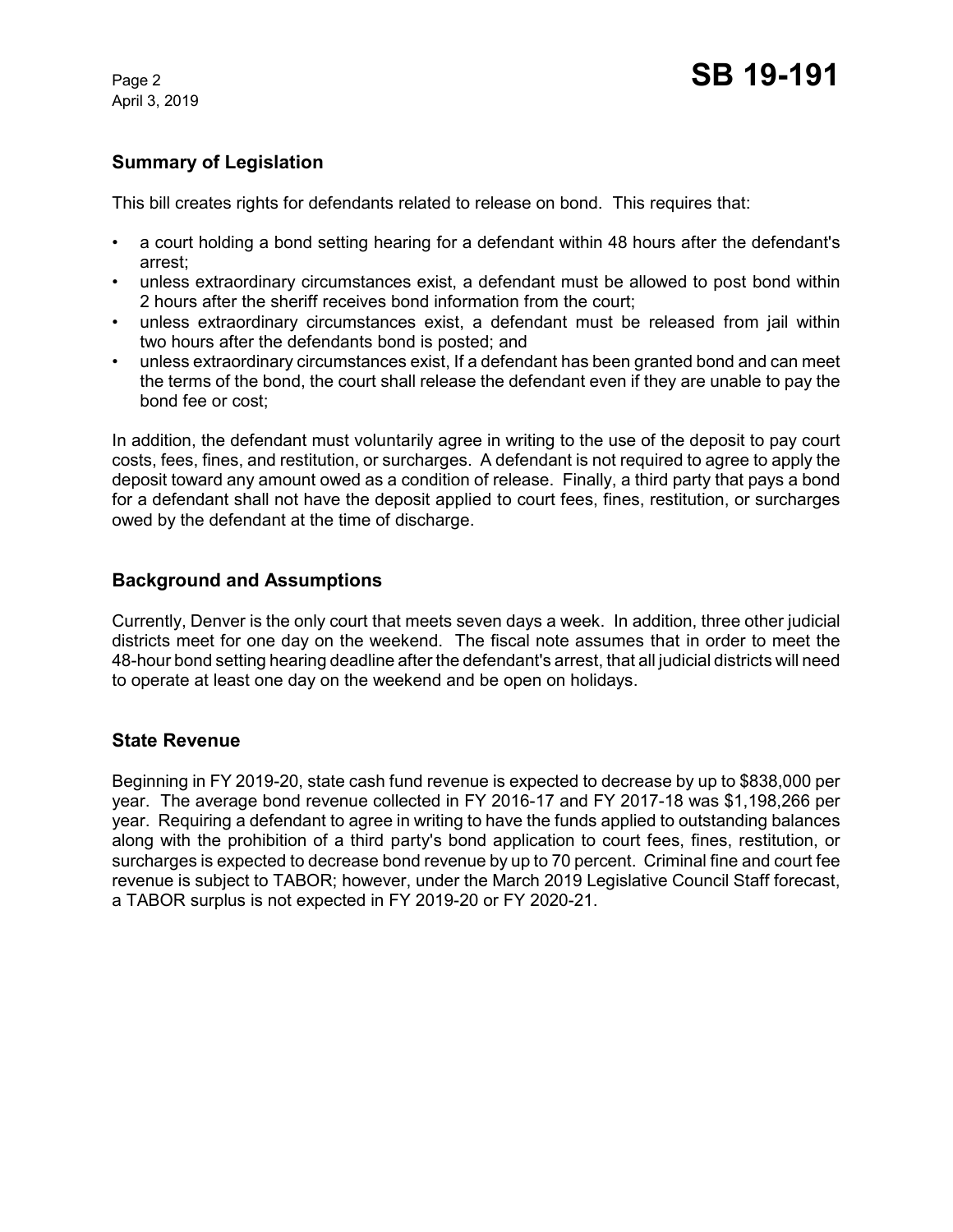## Summary of Legislation

This bill creates rights for defendants related to release on bond. This requires that:

- a court holding a bond setting hearing for a defendant within 48 hours after the defendant's arrest;
- unless extraordinary circumstances exist, a defendant must be allowed to post bond within 2 hours after the sheriff receives bond information from the court;
- unless extraordinary circumstances exist, a defendant must be released from jail within two hours after the defendants bond is posted; and
- unless extraordinary circumstances exist, If a defendant has been granted bond and can meet the terms of the bond, the court shall release the defendant even if they are unable to pay the bond fee or cost;

In addition, the defendant must voluntarily agree in writing to the use of the deposit to pay court costs, fees, fines, and restitution, or surcharges. A defendant is not required to agree to apply the deposit toward any amount owed as a condition of release. Finally, a third party that pays a bond for a defendant shall not have the deposit applied to court fees, fines, restitution, or surcharges owed by the defendant at the time of discharge.

## Background and Assumptions

Currently, Denver is the only court that meets seven days a week. In addition, three other judicial districts meet for one day on the weekend. The fiscal note assumes that in order to meet the 48-hour bond setting hearing deadline after the defendant's arrest, that all judicial districts will need to operate at least one day on the weekend and be open on holidays.

## State Revenue

Beginning in FY 2019-20, state cash fund revenue is expected to decrease by up to $838,000 per year. The average bond revenue collected in FY 2016-17 and FY 2017-18 was $1,198,266 per year. Requiring a defendant to agree in writing to have the funds applied to outstanding balances along with the prohibition of a third party's bond application to court fees, fines, restitution, or surcharges is expected to decrease bond revenue by up to 70 percent. Criminal fine and court fee revenue is subject to TABOR; however, under the March 2019 Legislative Council Staff forecast, a TABOR surplus is not expected in FY 2019-20 or FY 2020-21.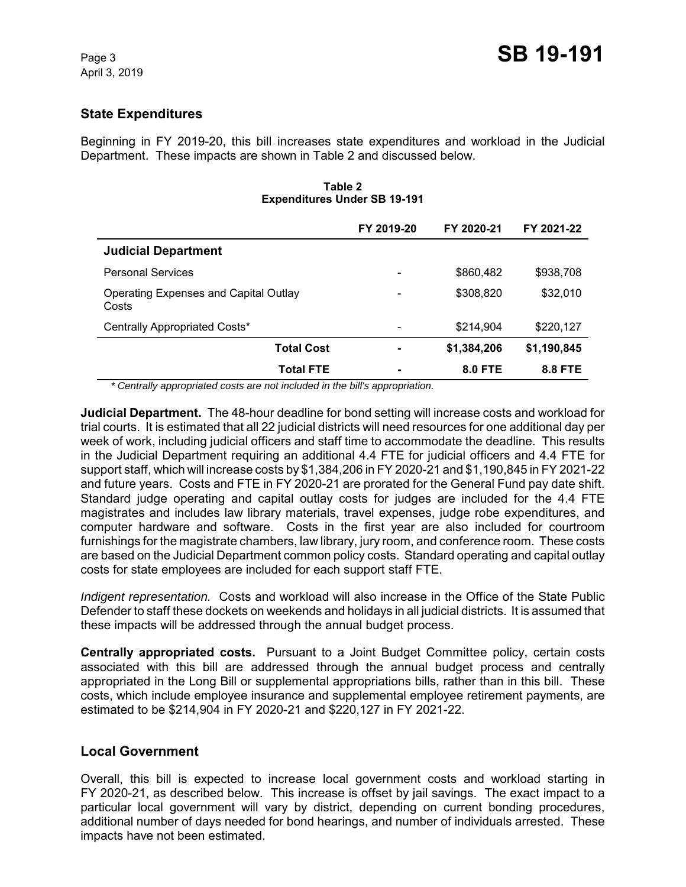## State Expenditures

Beginning in FY 2019-20, this bill increases state expenditures and workload in the Judicial Department. These impacts are shown in Table 2 and discussed below.

**Table 2**
**Expenditures Under SB 19-191**

| | FY 2019-20 | FY 2020-21 | FY 2021-22 |
|---|---|---|---|
| **Judicial Department** | | | |
| Personal Services | - | $860,482 | $938,708 |
| Operating Expenses and Capital Outlay Costs | - | $308,820 | $32,010 |
| Centrally Appropriated Costs* | - | $214,904 | $220,127 |
| **Total Cost** | **-** | **$1,384,206** | **$1,190,845** |
| **Total FTE** | **-** | **8.0 FTE** | **8.8 FTE** |

*\* Centrally appropriated costs are not included in the bill's appropriation.*

**Judicial Department.** The 48-hour deadline for bond setting will increase costs and workload for trial courts. It is estimated that all 22 judicial districts will need resources for one additional day per week of work, including judicial officers and staff time to accommodate the deadline. This results in the Judicial Department requiring an additional 4.4 FTE for judicial officers and 4.4 FTE for support staff, which will increase costs by $1,384,206 in FY 2020-21 and $1,190,845 in FY 2021-22 and future years. Costs and FTE in FY 2020-21 are prorated for the General Fund pay date shift. Standard judge operating and capital outlay costs for judges are included for the 4.4 FTE magistrates and includes law library materials, travel expenses, judge robe expenditures, and computer hardware and software. Costs in the first year are also included for courtroom furnishings for the magistrate chambers, law library, jury room, and conference room. These costs are based on the Judicial Department common policy costs. Standard operating and capital outlay costs for state employees are included for each support staff FTE.

*Indigent representation.* Costs and workload will also increase in the Office of the State Public Defender to staff these dockets on weekends and holidays in all judicial districts. It is assumed that these impacts will be addressed through the annual budget process.

**Centrally appropriated costs.** Pursuant to a Joint Budget Committee policy, certain costs associated with this bill are addressed through the annual budget process and centrally appropriated in the Long Bill or supplemental appropriations bills, rather than in this bill. These costs, which include employee insurance and supplemental employee retirement payments, are estimated to be $214,904 in FY 2020-21 and $220,127 in FY 2021-22.

## Local Government

Overall, this bill is expected to increase local government costs and workload starting in FY 2020-21, as described below. This increase is offset by jail savings. The exact impact to a particular local government will vary by district, depending on current bonding procedures, additional number of days needed for bond hearings, and number of individuals arrested. These impacts have not been estimated.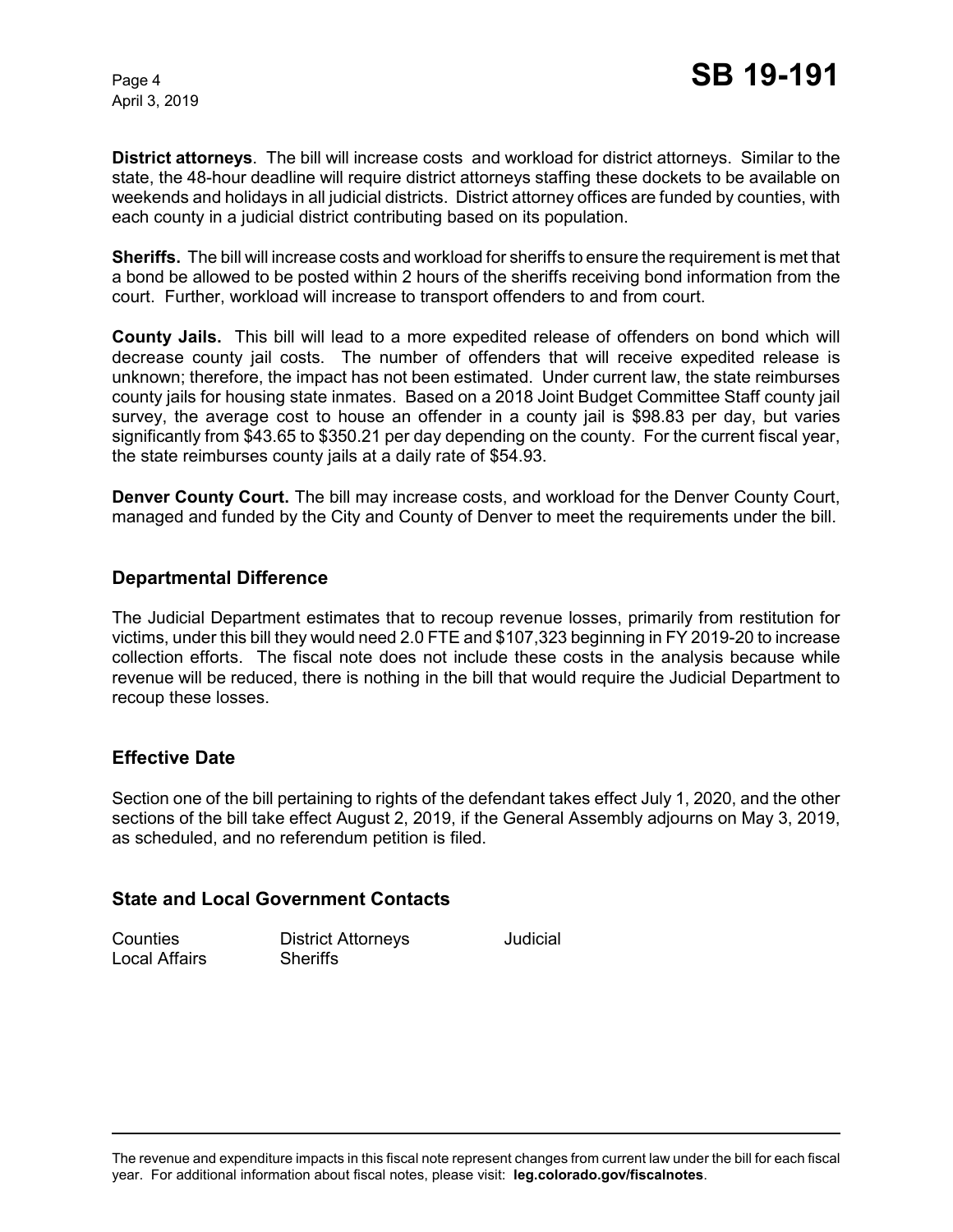**District attorneys**. The bill will increase costs and workload for district attorneys. Similar to the state, the 48-hour deadline will require district attorneys staffing these dockets to be available on weekends and holidays in all judicial districts. District attorney offices are funded by counties, with each county in a judicial district contributing based on its population.

**Sheriffs.** The bill will increase costs and workload for sheriffs to ensure the requirement is met that a bond be allowed to be posted within 2 hours of the sheriffs receiving bond information from the court. Further, workload will increase to transport offenders to and from court.

**County Jails.** This bill will lead to a more expedited release of offenders on bond which will decrease county jail costs. The number of offenders that will receive expedited release is unknown; therefore, the impact has not been estimated. Under current law, the state reimburses county jails for housing state inmates. Based on a 2018 Joint Budget Committee Staff county jail survey, the average cost to house an offender in a county jail is $98.83 per day, but varies significantly from $43.65 to $350.21 per day depending on the county. For the current fiscal year, the state reimburses county jails at a daily rate of $54.93.

**Denver County Court.** The bill may increase costs, and workload for the Denver County Court, managed and funded by the City and County of Denver to meet the requirements under the bill.

## Departmental Difference

The Judicial Department estimates that to recoup revenue losses, primarily from restitution for victims, under this bill they would need 2.0 FTE and $107,323 beginning in FY 2019-20 to increase collection efforts. The fiscal note does not include these costs in the analysis because while revenue will be reduced, there is nothing in the bill that would require the Judicial Department to recoup these losses.

## Effective Date

Section one of the bill pertaining to rights of the defendant takes effect July 1, 2020, and the other sections of the bill take effect August 2, 2019, if the General Assembly adjourns on May 3, 2019, as scheduled, and no referendum petition is filed.

## State and Local Government Contacts

| | | |
|---|---|---|
| Counties | District Attorneys | Judicial |
| Local Affairs | Sheriffs | |

The revenue and expenditure impacts in this fiscal note represent changes from current law under the bill for each fiscal year. For additional information about fiscal notes, please visit: **leg.colorado.gov/fiscalnotes**.